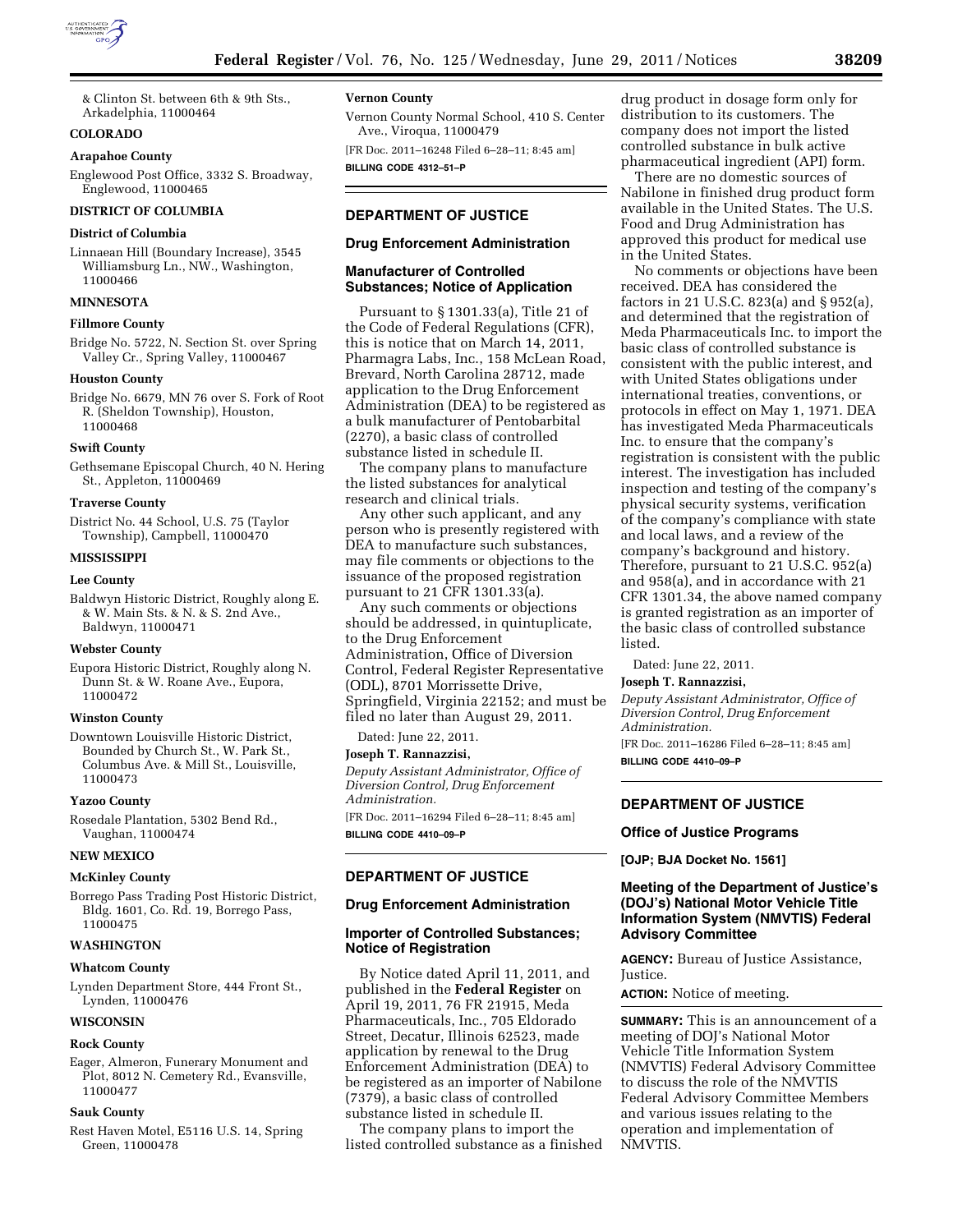& Clinton St. between 6th & 9th Sts., Arkadelphia, 11000464

**COLORADO**

**Arapahoe County**

Englewood Post Office, 3332 S. Broadway, Englewood, 11000465

**DISTRICT OF COLUMBIA**

**District of Columbia**

Linnaean Hill (Boundary Increase), 3545 Williamsburg Ln., NW., Washington, 11000466

**MINNESOTA**

**Fillmore County**

Bridge No. 5722, N. Section St. over Spring Valley Cr., Spring Valley, 11000467

**Houston County**

Bridge No. 6679, MN 76 over S. Fork of Root R. (Sheldon Township), Houston, 11000468

**Swift County**

Gethsemane Episcopal Church, 40 N. Hering St., Appleton, 11000469

**Traverse County**

District No. 44 School, U.S. 75 (Taylor Township), Campbell, 11000470

**MISSISSIPPI**

**Lee County**

Baldwyn Historic District, Roughly along E. & W. Main Sts. & N. & S. 2nd Ave., Baldwyn, 11000471

**Webster County**

Eupora Historic District, Roughly along N. Dunn St. & W. Roane Ave., Eupora, 11000472

**Winston County**

Downtown Louisville Historic District, Bounded by Church St., W. Park St., Columbus Ave. & Mill St., Louisville, 11000473

**Yazoo County**

Rosedale Plantation, 5302 Bend Rd., Vaughan, 11000474

**NEW MEXICO**

**McKinley County**

Borrego Pass Trading Post Historic District, Bldg. 1601, Co. Rd. 19, Borrego Pass, 11000475

**WASHINGTON**

**Whatcom County**

Lynden Department Store, 444 Front St., Lynden, 11000476

**WISCONSIN**

**Rock County**

Eager, Almeron, Funerary Monument and Plot, 8012 N. Cemetery Rd., Evansville, 11000477

**Sauk County**

Rest Haven Motel, E5116 U.S. 14, Spring Green, 11000478

**Vernon County**

Vernon County Normal School, 410 S. Center Ave., Viroqua, 11000479

[FR Doc. 2011–16248 Filed 6–28–11; 8:45 am]

**BILLING CODE 4312–51–P**

---

## DEPARTMENT OF JUSTICE

### Drug Enforcement Administration

### Manufacturer of Controlled Substances; Notice of Application

Pursuant to § 1301.33(a), Title 21 of the Code of Federal Regulations (CFR), this is notice that on March 14, 2011, Pharmagra Labs, Inc., 158 McLean Road, Brevard, North Carolina 28712, made application to the Drug Enforcement Administration (DEA) to be registered as a bulk manufacturer of Pentobarbital (2270), a basic class of controlled substance listed in schedule II.

The company plans to manufacture the listed substances for analytical research and clinical trials.

Any other such applicant, and any person who is presently registered with DEA to manufacture such substances, may file comments or objections to the issuance of the proposed registration pursuant to 21 CFR 1301.33(a).

Any such comments or objections should be addressed, in quintuplicate, to the Drug Enforcement Administration, Office of Diversion Control, Federal Register Representative (ODL), 8701 Morrissette Drive, Springfield, Virginia 22152; and must be filed no later than August 29, 2011.

Dated: June 22, 2011.

**Joseph T. Rannazzisi,**

*Deputy Assistant Administrator, Office of Diversion Control, Drug Enforcement Administration.*

[FR Doc. 2011–16294 Filed 6–28–11; 8:45 am]

**BILLING CODE 4410–09–P**

---

## DEPARTMENT OF JUSTICE

### Drug Enforcement Administration

### Importer of Controlled Substances; Notice of Registration

By Notice dated April 11, 2011, and published in the **Federal Register** on April 19, 2011, 76 FR 21915, Meda Pharmaceuticals, Inc., 705 Eldorado Street, Decatur, Illinois 62523, made application by renewal to the Drug Enforcement Administration (DEA) to be registered as an importer of Nabilone (7379), a basic class of controlled substance listed in schedule II.

The company plans to import the listed controlled substance as a finished drug product in dosage form only for distribution to its customers. The company does not import the listed controlled substance in bulk active pharmaceutical ingredient (API) form.

There are no domestic sources of Nabilone in finished drug product form available in the United States. The U.S. Food and Drug Administration has approved this product for medical use in the United States.

No comments or objections have been received. DEA has considered the factors in 21 U.S.C. 823(a) and § 952(a), and determined that the registration of Meda Pharmaceuticals Inc. to import the basic class of controlled substance is consistent with the public interest, and with United States obligations under international treaties, conventions, or protocols in effect on May 1, 1971. DEA has investigated Meda Pharmaceuticals Inc. to ensure that the company's registration is consistent with the public interest. The investigation has included inspection and testing of the company's physical security systems, verification of the company's compliance with state and local laws, and a review of the company's background and history. Therefore, pursuant to 21 U.S.C. 952(a) and 958(a), and in accordance with 21 CFR 1301.34, the above named company is granted registration as an importer of the basic class of controlled substance listed.

Dated: June 22, 2011.

**Joseph T. Rannazzisi,**

*Deputy Assistant Administrator, Office of Diversion Control, Drug Enforcement Administration.*

[FR Doc. 2011–16286 Filed 6–28–11; 8:45 am]

**BILLING CODE 4410–09–P**

---

## DEPARTMENT OF JUSTICE

### Office of Justice Programs

**[OJP; BJA Docket No. 1561]**

### Meeting of the Department of Justice's (DOJ's) National Motor Vehicle Title Information System (NMVTIS) Federal Advisory Committee

**AGENCY:** Bureau of Justice Assistance, Justice.

**ACTION:** Notice of meeting.

**SUMMARY:** This is an announcement of a meeting of DOJ's National Motor Vehicle Title Information System (NMVTIS) Federal Advisory Committee to discuss the role of the NMVTIS Federal Advisory Committee Members and various issues relating to the operation and implementation of NMVTIS.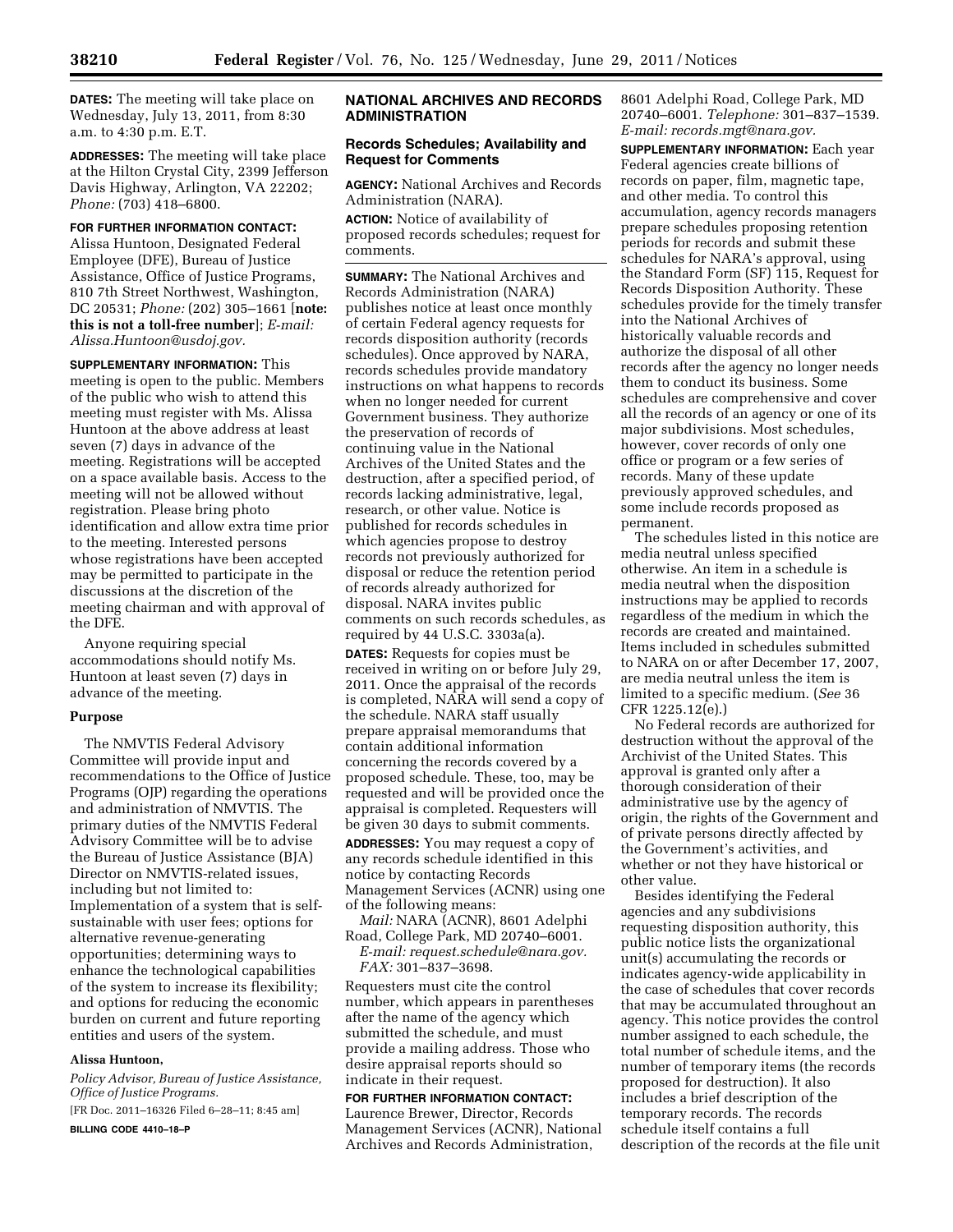**DATES:** The meeting will take place on Wednesday, July 13, 2011, from 8:30 a.m. to 4:30 p.m. E.T.

**ADDRESSES:** The meeting will take place at the Hilton Crystal City, 2399 Jefferson Davis Highway, Arlington, VA 22202; *Phone:* (703) 418–6800.

**FOR FURTHER INFORMATION CONTACT:** Alissa Huntoon, Designated Federal Employee (DFE), Bureau of Justice Assistance, Office of Justice Programs, 810 7th Street Northwest, Washington, DC 20531; *Phone:* (202) 305–1661 [**note: this is not a toll-free number**]; *E-mail: Alissa.Huntoon@usdoj.gov.*

**SUPPLEMENTARY INFORMATION:** This meeting is open to the public. Members of the public who wish to attend this meeting must register with Ms. Alissa Huntoon at the above address at least seven (7) days in advance of the meeting. Registrations will be accepted on a space available basis. Access to the meeting will not be allowed without registration. Please bring photo identification and allow extra time prior to the meeting. Interested persons whose registrations have been accepted may be permitted to participate in the discussions at the discretion of the meeting chairman and with approval of the DFE.

Anyone requiring special accommodations should notify Ms. Huntoon at least seven (7) days in advance of the meeting.

## Purpose

The NMVTIS Federal Advisory Committee will provide input and recommendations to the Office of Justice Programs (OJP) regarding the operations and administration of NMVTIS. The primary duties of the NMVTIS Federal Advisory Committee will be to advise the Bureau of Justice Assistance (BJA) Director on NMVTIS-related issues, including but not limited to: Implementation of a system that is self-sustainable with user fees; options for alternative revenue-generating opportunities; determining ways to enhance the technological capabilities of the system to increase its flexibility; and options for reducing the economic burden on current and future reporting entities and users of the system.

**Alissa Huntoon,**

*Policy Advisor, Bureau of Justice Assistance, Office of Justice Programs.*

[FR Doc. 2011–16326 Filed 6–28–11; 8:45 am]

**BILLING CODE 4410–18–P**

## NATIONAL ARCHIVES AND RECORDS ADMINISTRATION

### Records Schedules; Availability and Request for Comments

**AGENCY:** National Archives and Records Administration (NARA).

**ACTION:** Notice of availability of proposed records schedules; request for comments.

**SUMMARY:** The National Archives and Records Administration (NARA) publishes notice at least once monthly of certain Federal agency requests for records disposition authority (records schedules). Once approved by NARA, records schedules provide mandatory instructions on what happens to records when no longer needed for current Government business. They authorize the preservation of records of continuing value in the National Archives of the United States and the destruction, after a specified period, of records lacking administrative, legal, research, or other value. Notice is published for records schedules in which agencies propose to destroy records not previously authorized for disposal or reduce the retention period of records already authorized for disposal. NARA invites public comments on such records schedules, as required by 44 U.S.C. 3303a(a).

**DATES:** Requests for copies must be received in writing on or before July 29, 2011. Once the appraisal of the records is completed, NARA will send a copy of the schedule. NARA staff usually prepare appraisal memorandums that contain additional information concerning the records covered by a proposed schedule. These, too, may be requested and will be provided once the appraisal is completed. Requesters will be given 30 days to submit comments.

**ADDRESSES:** You may request a copy of any records schedule identified in this notice by contacting Records Management Services (ACNR) using one of the following means:

*Mail:* NARA (ACNR), 8601 Adelphi Road, College Park, MD 20740–6001.

*E-mail: request.schedule@nara.gov.*

*FAX:* 301–837–3698.

Requesters must cite the control number, which appears in parentheses after the name of the agency which submitted the schedule, and must provide a mailing address. Those who desire appraisal reports should so indicate in their request.

**FOR FURTHER INFORMATION CONTACT:** Laurence Brewer, Director, Records Management Services (ACNR), National Archives and Records Administration, 8601 Adelphi Road, College Park, MD 20740–6001. *Telephone:* 301–837–1539. *E-mail: records.mgt@nara.gov.*

**SUPPLEMENTARY INFORMATION:** Each year Federal agencies create billions of records on paper, film, magnetic tape, and other media. To control this accumulation, agency records managers prepare schedules proposing retention periods for records and submit these schedules for NARA's approval, using the Standard Form (SF) 115, Request for Records Disposition Authority. These schedules provide for the timely transfer into the National Archives of historically valuable records and authorize the disposal of all other records after the agency no longer needs them to conduct its business. Some schedules are comprehensive and cover all the records of an agency or one of its major subdivisions. Most schedules, however, cover records of only one office or program or a few series of records. Many of these update previously approved schedules, and some include records proposed as permanent.

The schedules listed in this notice are media neutral unless specified otherwise. An item in a schedule is media neutral when the disposition instructions may be applied to records regardless of the medium in which the records are created and maintained. Items included in schedules submitted to NARA on or after December 17, 2007, are media neutral unless the item is limited to a specific medium. (*See* 36 CFR 1225.12(e).)

No Federal records are authorized for destruction without the approval of the Archivist of the United States. This approval is granted only after a thorough consideration of their administrative use by the agency of origin, the rights of the Government and of private persons directly affected by the Government's activities, and whether or not they have historical or other value.

Besides identifying the Federal agencies and any subdivisions requesting disposition authority, this public notice lists the organizational unit(s) accumulating the records or indicates agency-wide applicability in the case of schedules that cover records that may be accumulated throughout an agency. This notice provides the control number assigned to each schedule, the total number of schedule items, and the number of temporary items (the records proposed for destruction). It also includes a brief description of the temporary records. The records schedule itself contains a full description of the records at the file unit